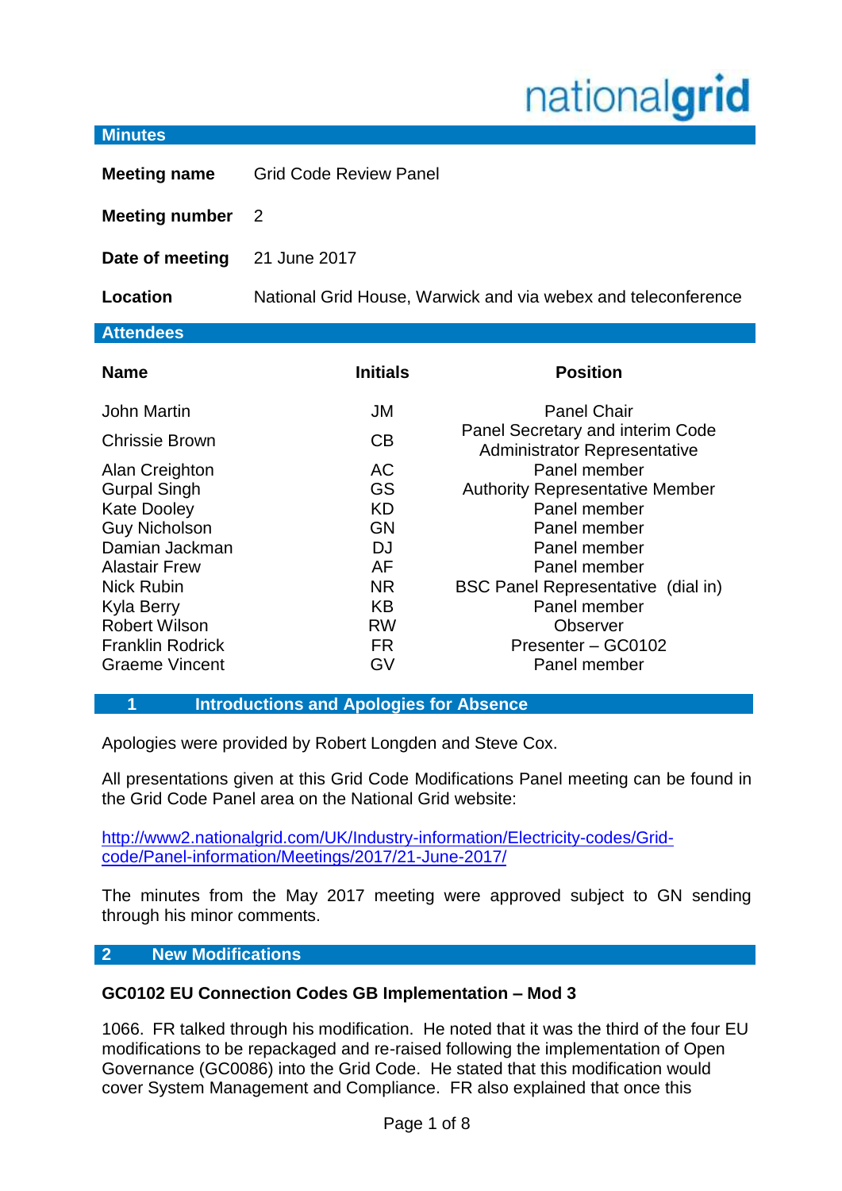nationalgrid

## Minutes

| | |
|---|---|
| **Meeting name** | Grid Code Review Panel |
| **Meeting number** | 2 |
| **Date of meeting** | 21 June 2017 |
| **Location** | National Grid House, Warwick and via webex and teleconference |

## Attendees

| Name | Initials | Position |
|---|---|---|
| John Martin | JM | Panel Chair |
| Chrissie Brown | CB | Panel Secretary and interim Code Administrator Representative |
| Alan Creighton | AC | Panel member |
| Gurpal Singh | GS | Authority Representative Member |
| Kate Dooley | KD | Panel member |
| Guy Nicholson | GN | Panel member |
| Damian Jackman | DJ | Panel member |
| Alastair Frew | AF | Panel member |
| Nick Rubin | NR | BSC Panel Representative (dial in) |
| Kyla Berry | KB | Panel member |
| Robert Wilson | RW | Observer |
| Franklin Rodrick | FR | Presenter – GC0102 |
| Graeme Vincent | GV | Panel member |

## 1 Introductions and Apologies for Absence

Apologies were provided by Robert Longden and Steve Cox.

All presentations given at this Grid Code Modifications Panel meeting can be found in the Grid Code Panel area on the National Grid website:

http://www2.nationalgrid.com/UK/Industry-information/Electricity-codes/Grid-code/Panel-information/Meetings/2017/21-June-2017/

The minutes from the May 2017 meeting were approved subject to GN sending through his minor comments.

## 2 New Modifications

### GC0102 EU Connection Codes GB Implementation – Mod 3

1066. FR talked through his modification. He noted that it was the third of the four EU modifications to be repackaged and re-raised following the implementation of Open Governance (GC0086) into the Grid Code. He stated that this modification would cover System Management and Compliance. FR also explained that once this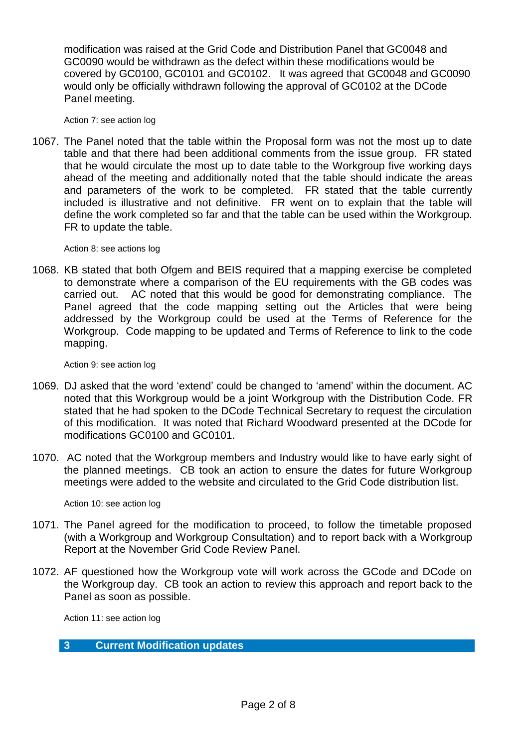modification was raised at the Grid Code and Distribution Panel that GC0048 and GC0090 would be withdrawn as the defect within these modifications would be covered by GC0100, GC0101 and GC0102. It was agreed that GC0048 and GC0090 would only be officially withdrawn following the approval of GC0102 at the DCode Panel meeting.

Action 7: see action log

1067. The Panel noted that the table within the Proposal form was not the most up to date table and that there had been additional comments from the issue group. FR stated that he would circulate the most up to date table to the Workgroup five working days ahead of the meeting and additionally noted that the table should indicate the areas and parameters of the work to be completed. FR stated that the table currently included is illustrative and not definitive. FR went on to explain that the table will define the work completed so far and that the table can be used within the Workgroup. FR to update the table.

Action 8: see actions log

1068. KB stated that both Ofgem and BEIS required that a mapping exercise be completed to demonstrate where a comparison of the EU requirements with the GB codes was carried out. AC noted that this would be good for demonstrating compliance. The Panel agreed that the code mapping setting out the Articles that were being addressed by the Workgroup could be used at the Terms of Reference for the Workgroup. Code mapping to be updated and Terms of Reference to link to the code mapping.

Action 9: see action log

1069. DJ asked that the word 'extend' could be changed to 'amend' within the document. AC noted that this Workgroup would be a joint Workgroup with the Distribution Code. FR stated that he had spoken to the DCode Technical Secretary to request the circulation of this modification. It was noted that Richard Woodward presented at the DCode for modifications GC0100 and GC0101.

1070. AC noted that the Workgroup members and Industry would like to have early sight of the planned meetings. CB took an action to ensure the dates for future Workgroup meetings were added to the website and circulated to the Grid Code distribution list.

Action 10: see action log

1071. The Panel agreed for the modification to proceed, to follow the timetable proposed (with a Workgroup and Workgroup Consultation) and to report back with a Workgroup Report at the November Grid Code Review Panel.

1072. AF questioned how the Workgroup vote will work across the GCode and DCode on the Workgroup day. CB took an action to review this approach and report back to the Panel as soon as possible.

Action 11: see action log

## 3 Current Modification updates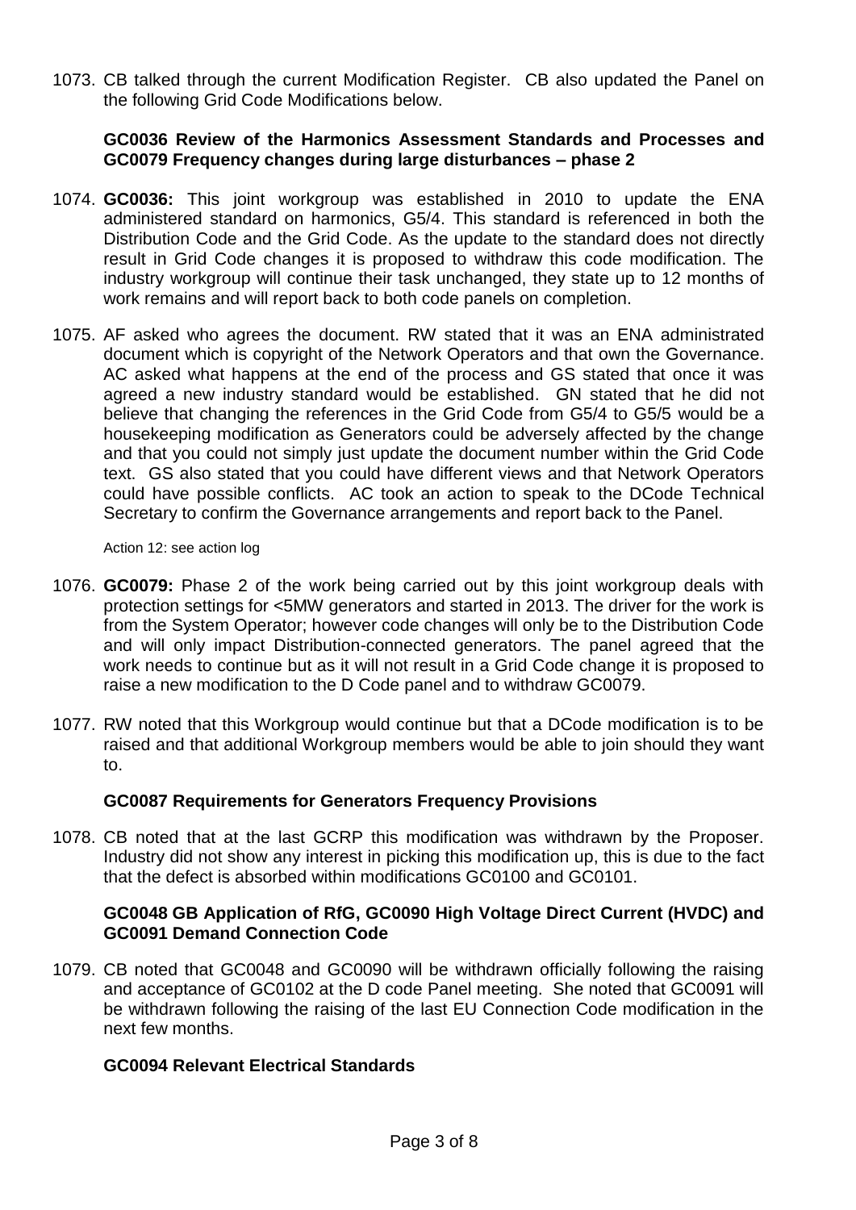1073. CB talked through the current Modification Register. CB also updated the Panel on the following Grid Code Modifications below.

**GC0036 Review of the Harmonics Assessment Standards and Processes and GC0079 Frequency changes during large disturbances – phase 2**

1074. **GC0036:** This joint workgroup was established in 2010 to update the ENA administered standard on harmonics, G5/4. This standard is referenced in both the Distribution Code and the Grid Code. As the update to the standard does not directly result in Grid Code changes it is proposed to withdraw this code modification. The industry workgroup will continue their task unchanged, they state up to 12 months of work remains and will report back to both code panels on completion.

1075. AF asked who agrees the document. RW stated that it was an ENA administrated document which is copyright of the Network Operators and that own the Governance. AC asked what happens at the end of the process and GS stated that once it was agreed a new industry standard would be established. GN stated that he did not believe that changing the references in the Grid Code from G5/4 to G5/5 would be a housekeeping modification as Generators could be adversely affected by the change and that you could not simply just update the document number within the Grid Code text. GS also stated that you could have different views and that Network Operators could have possible conflicts. AC took an action to speak to the DCode Technical Secretary to confirm the Governance arrangements and report back to the Panel.

Action 12: see action log

1076. **GC0079:** Phase 2 of the work being carried out by this joint workgroup deals with protection settings for <5MW generators and started in 2013. The driver for the work is from the System Operator; however code changes will only be to the Distribution Code and will only impact Distribution-connected generators. The panel agreed that the work needs to continue but as it will not result in a Grid Code change it is proposed to raise a new modification to the D Code panel and to withdraw GC0079.

1077. RW noted that this Workgroup would continue but that a DCode modification is to be raised and that additional Workgroup members would be able to join should they want to.

**GC0087 Requirements for Generators Frequency Provisions**

1078. CB noted that at the last GCRP this modification was withdrawn by the Proposer. Industry did not show any interest in picking this modification up, this is due to the fact that the defect is absorbed within modifications GC0100 and GC0101.

**GC0048 GB Application of RfG, GC0090 High Voltage Direct Current (HVDC) and GC0091 Demand Connection Code**

1079. CB noted that GC0048 and GC0090 will be withdrawn officially following the raising and acceptance of GC0102 at the D code Panel meeting. She noted that GC0091 will be withdrawn following the raising of the last EU Connection Code modification in the next few months.

**GC0094 Relevant Electrical Standards**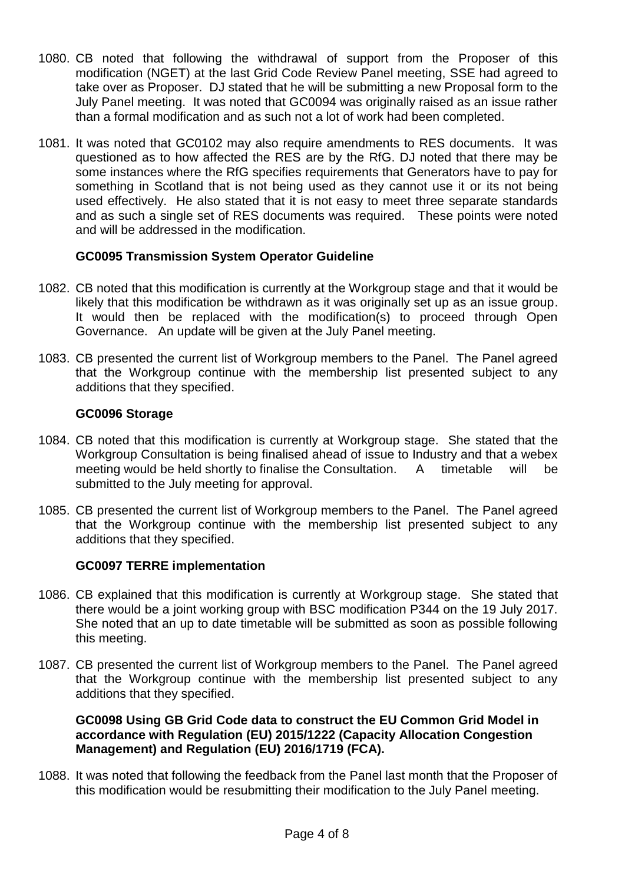1080. CB noted that following the withdrawal of support from the Proposer of this modification (NGET) at the last Grid Code Review Panel meeting, SSE had agreed to take over as Proposer. DJ stated that he will be submitting a new Proposal form to the July Panel meeting. It was noted that GC0094 was originally raised as an issue rather than a formal modification and as such not a lot of work had been completed.

1081. It was noted that GC0102 may also require amendments to RES documents. It was questioned as to how affected the RES are by the RfG. DJ noted that there may be some instances where the RfG specifies requirements that Generators have to pay for something in Scotland that is not being used as they cannot use it or its not being used effectively. He also stated that it is not easy to meet three separate standards and as such a single set of RES documents was required. These points were noted and will be addressed in the modification.

**GC0095 Transmission System Operator Guideline**

1082. CB noted that this modification is currently at the Workgroup stage and that it would be likely that this modification be withdrawn as it was originally set up as an issue group. It would then be replaced with the modification(s) to proceed through Open Governance. An update will be given at the July Panel meeting.

1083. CB presented the current list of Workgroup members to the Panel. The Panel agreed that the Workgroup continue with the membership list presented subject to any additions that they specified.

**GC0096 Storage**

1084. CB noted that this modification is currently at Workgroup stage. She stated that the Workgroup Consultation is being finalised ahead of issue to Industry and that a webex meeting would be held shortly to finalise the Consultation. A timetable will be submitted to the July meeting for approval.

1085. CB presented the current list of Workgroup members to the Panel. The Panel agreed that the Workgroup continue with the membership list presented subject to any additions that they specified.

**GC0097 TERRE implementation**

1086. CB explained that this modification is currently at Workgroup stage. She stated that there would be a joint working group with BSC modification P344 on the 19 July 2017. She noted that an up to date timetable will be submitted as soon as possible following this meeting.

1087. CB presented the current list of Workgroup members to the Panel. The Panel agreed that the Workgroup continue with the membership list presented subject to any additions that they specified.

**GC0098 Using GB Grid Code data to construct the EU Common Grid Model in accordance with Regulation (EU) 2015/1222 (Capacity Allocation Congestion Management) and Regulation (EU) 2016/1719 (FCA).**

1088. It was noted that following the feedback from the Panel last month that the Proposer of this modification would be resubmitting their modification to the July Panel meeting.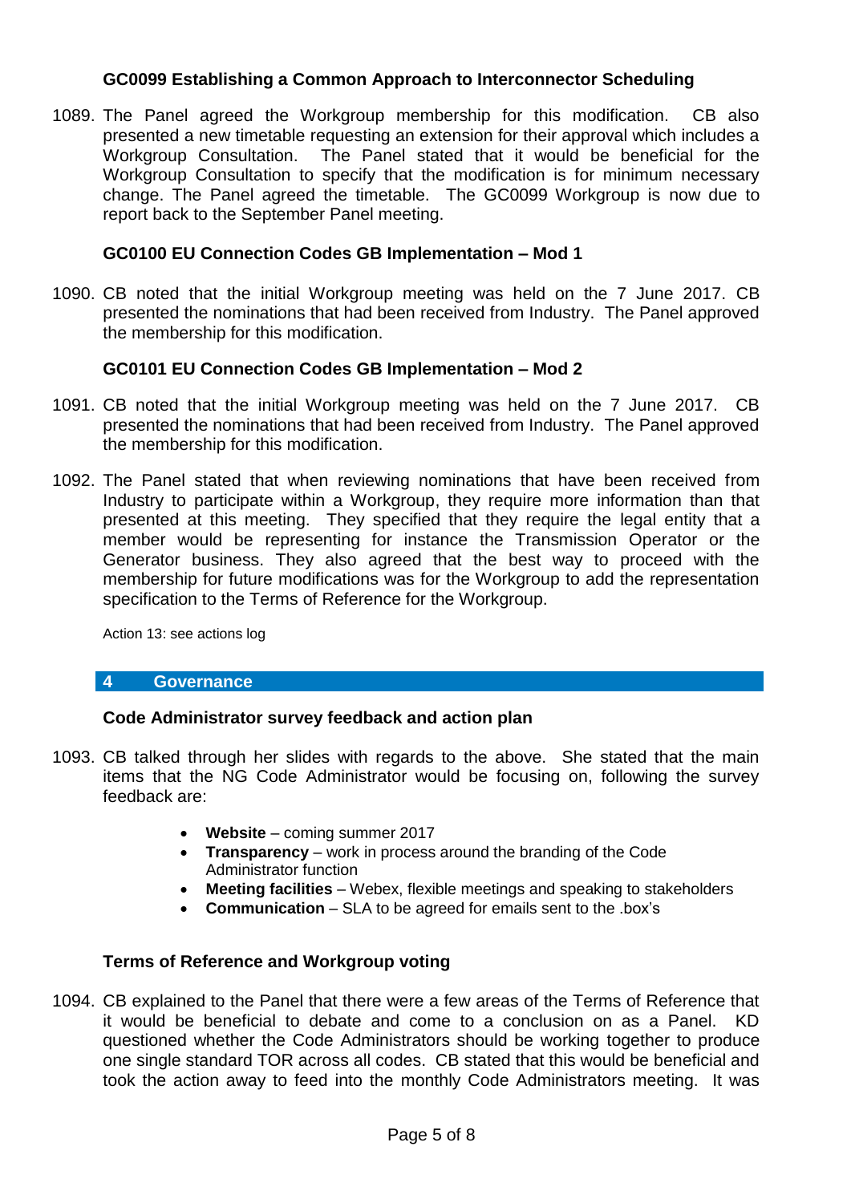### GC0099 Establishing a Common Approach to Interconnector Scheduling

1089. The Panel agreed the Workgroup membership for this modification. CB also presented a new timetable requesting an extension for their approval which includes a Workgroup Consultation. The Panel stated that it would be beneficial for the Workgroup Consultation to specify that the modification is for minimum necessary change. The Panel agreed the timetable. The GC0099 Workgroup is now due to report back to the September Panel meeting.

### GC0100 EU Connection Codes GB Implementation – Mod 1

1090. CB noted that the initial Workgroup meeting was held on the 7 June 2017. CB presented the nominations that had been received from Industry. The Panel approved the membership for this modification.

### GC0101 EU Connection Codes GB Implementation – Mod 2

1091. CB noted that the initial Workgroup meeting was held on the 7 June 2017. CB presented the nominations that had been received from Industry. The Panel approved the membership for this modification.

1092. The Panel stated that when reviewing nominations that have been received from Industry to participate within a Workgroup, they require more information than that presented at this meeting. They specified that they require the legal entity that a member would be representing for instance the Transmission Operator or the Generator business. They also agreed that the best way to proceed with the membership for future modifications was for the Workgroup to add the representation specification to the Terms of Reference for the Workgroup.

Action 13: see actions log

## 4 Governance

### Code Administrator survey feedback and action plan

1093. CB talked through her slides with regards to the above. She stated that the main items that the NG Code Administrator would be focusing on, following the survey feedback are:

- **Website** – coming summer 2017
- **Transparency** – work in process around the branding of the Code Administrator function
- **Meeting facilities** – Webex, flexible meetings and speaking to stakeholders
- **Communication** – SLA to be agreed for emails sent to the .box's

### Terms of Reference and Workgroup voting

1094. CB explained to the Panel that there were a few areas of the Terms of Reference that it would be beneficial to debate and come to a conclusion on as a Panel. KD questioned whether the Code Administrators should be working together to produce one single standard TOR across all codes. CB stated that this would be beneficial and took the action away to feed into the monthly Code Administrators meeting. It was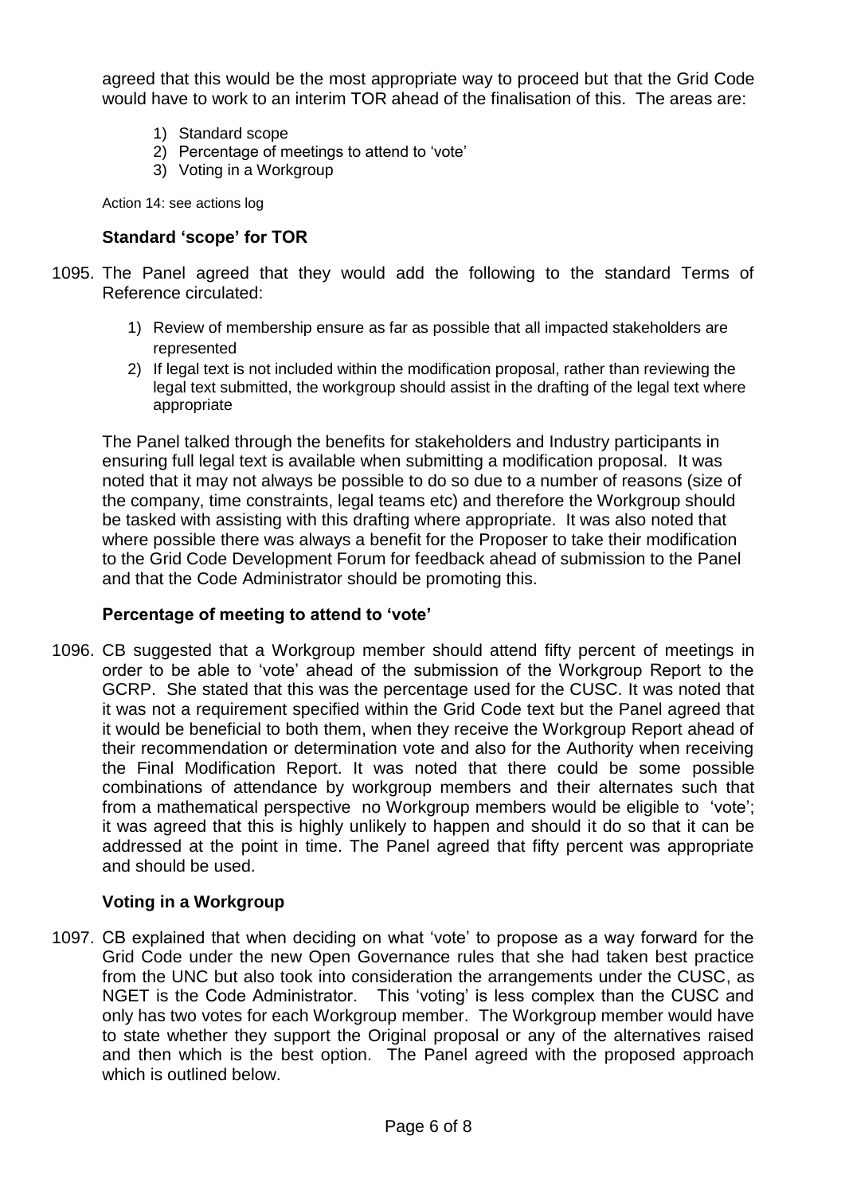agreed that this would be the most appropriate way to proceed but that the Grid Code would have to work to an interim TOR ahead of the finalisation of this. The areas are:

1) Standard scope
2) Percentage of meetings to attend to 'vote'
3) Voting in a Workgroup

Action 14: see actions log

### Standard 'scope' for TOR

1095. The Panel agreed that they would add the following to the standard Terms of Reference circulated:

    1) Review of membership ensure as far as possible that all impacted stakeholders are represented
    2) If legal text is not included within the modification proposal, rather than reviewing the legal text submitted, the workgroup should assist in the drafting of the legal text where appropriate

    The Panel talked through the benefits for stakeholders and Industry participants in ensuring full legal text is available when submitting a modification proposal. It was noted that it may not always be possible to do so due to a number of reasons (size of the company, time constraints, legal teams etc) and therefore the Workgroup should be tasked with assisting with this drafting where appropriate. It was also noted that where possible there was always a benefit for the Proposer to take their modification to the Grid Code Development Forum for feedback ahead of submission to the Panel and that the Code Administrator should be promoting this.

### Percentage of meeting to attend to 'vote'

1096. CB suggested that a Workgroup member should attend fifty percent of meetings in order to be able to 'vote' ahead of the submission of the Workgroup Report to the GCRP. She stated that this was the percentage used for the CUSC. It was noted that it was not a requirement specified within the Grid Code text but the Panel agreed that it would be beneficial to both them, when they receive the Workgroup Report ahead of their recommendation or determination vote and also for the Authority when receiving the Final Modification Report. It was noted that there could be some possible combinations of attendance by workgroup members and their alternates such that from a mathematical perspective no Workgroup members would be eligible to 'vote'; it was agreed that this is highly unlikely to happen and should it do so that it can be addressed at the point in time. The Panel agreed that fifty percent was appropriate and should be used.

### Voting in a Workgroup

1097. CB explained that when deciding on what 'vote' to propose as a way forward for the Grid Code under the new Open Governance rules that she had taken best practice from the UNC but also took into consideration the arrangements under the CUSC, as NGET is the Code Administrator. This 'voting' is less complex than the CUSC and only has two votes for each Workgroup member. The Workgroup member would have to state whether they support the Original proposal or any of the alternatives raised and then which is the best option. The Panel agreed with the proposed approach which is outlined below.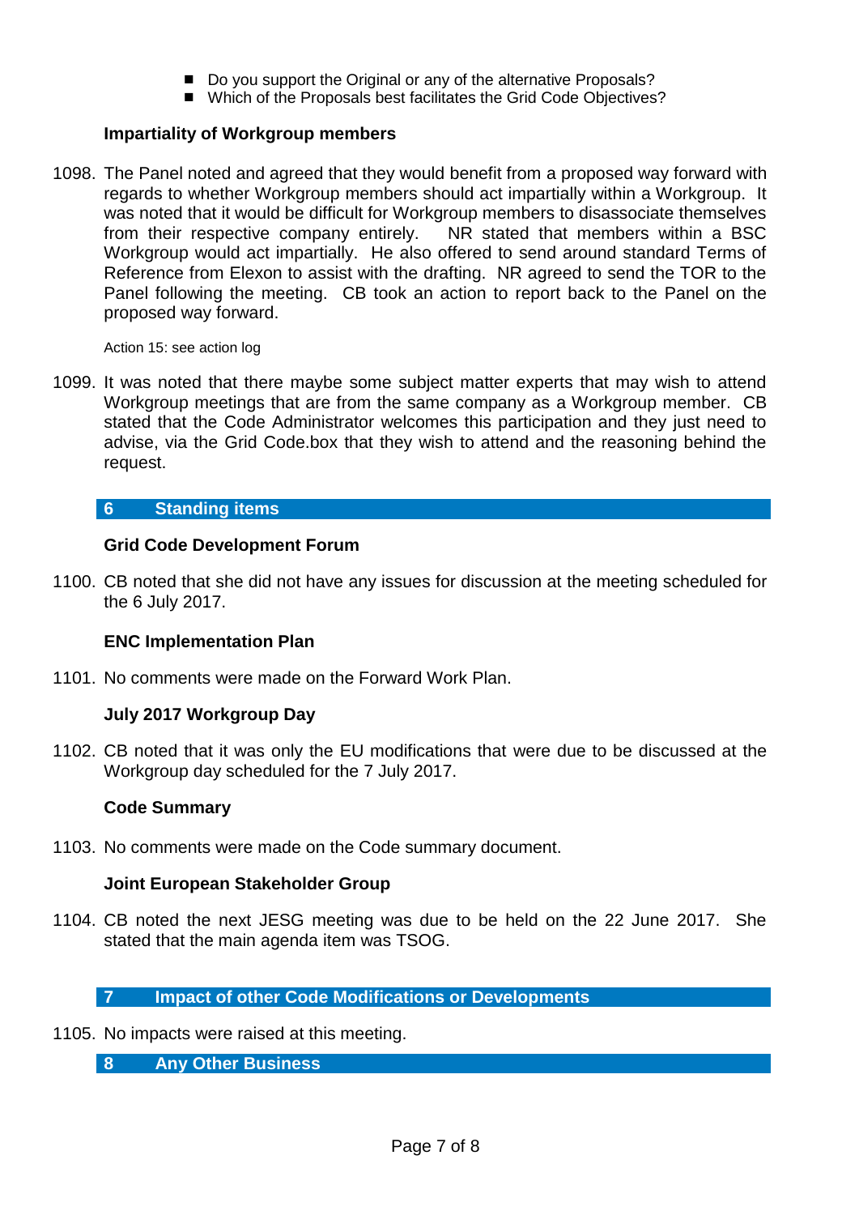- Do you support the Original or any of the alternative Proposals?
- Which of the Proposals best facilitates the Grid Code Objectives?

**Impartiality of Workgroup members**

1098. The Panel noted and agreed that they would benefit from a proposed way forward with regards to whether Workgroup members should act impartially within a Workgroup. It was noted that it would be difficult for Workgroup members to disassociate themselves from their respective company entirely. NR stated that members within a BSC Workgroup would act impartially. He also offered to send around standard Terms of Reference from Elexon to assist with the drafting. NR agreed to send the TOR to the Panel following the meeting. CB took an action to report back to the Panel on the proposed way forward.

Action 15: see action log

1099. It was noted that there maybe some subject matter experts that may wish to attend Workgroup meetings that are from the same company as a Workgroup member. CB stated that the Code Administrator welcomes this participation and they just need to advise, via the Grid Code.box that they wish to attend and the reasoning behind the request.

## 6 Standing items

**Grid Code Development Forum**

1100. CB noted that she did not have any issues for discussion at the meeting scheduled for the 6 July 2017.

**ENC Implementation Plan**

1101. No comments were made on the Forward Work Plan.

**July 2017 Workgroup Day**

1102. CB noted that it was only the EU modifications that were due to be discussed at the Workgroup day scheduled for the 7 July 2017.

**Code Summary**

1103. No comments were made on the Code summary document.

**Joint European Stakeholder Group**

1104. CB noted the next JESG meeting was due to be held on the 22 June 2017. She stated that the main agenda item was TSOG.

## 7 Impact of other Code Modifications or Developments

1105. No impacts were raised at this meeting.

## 8 Any Other Business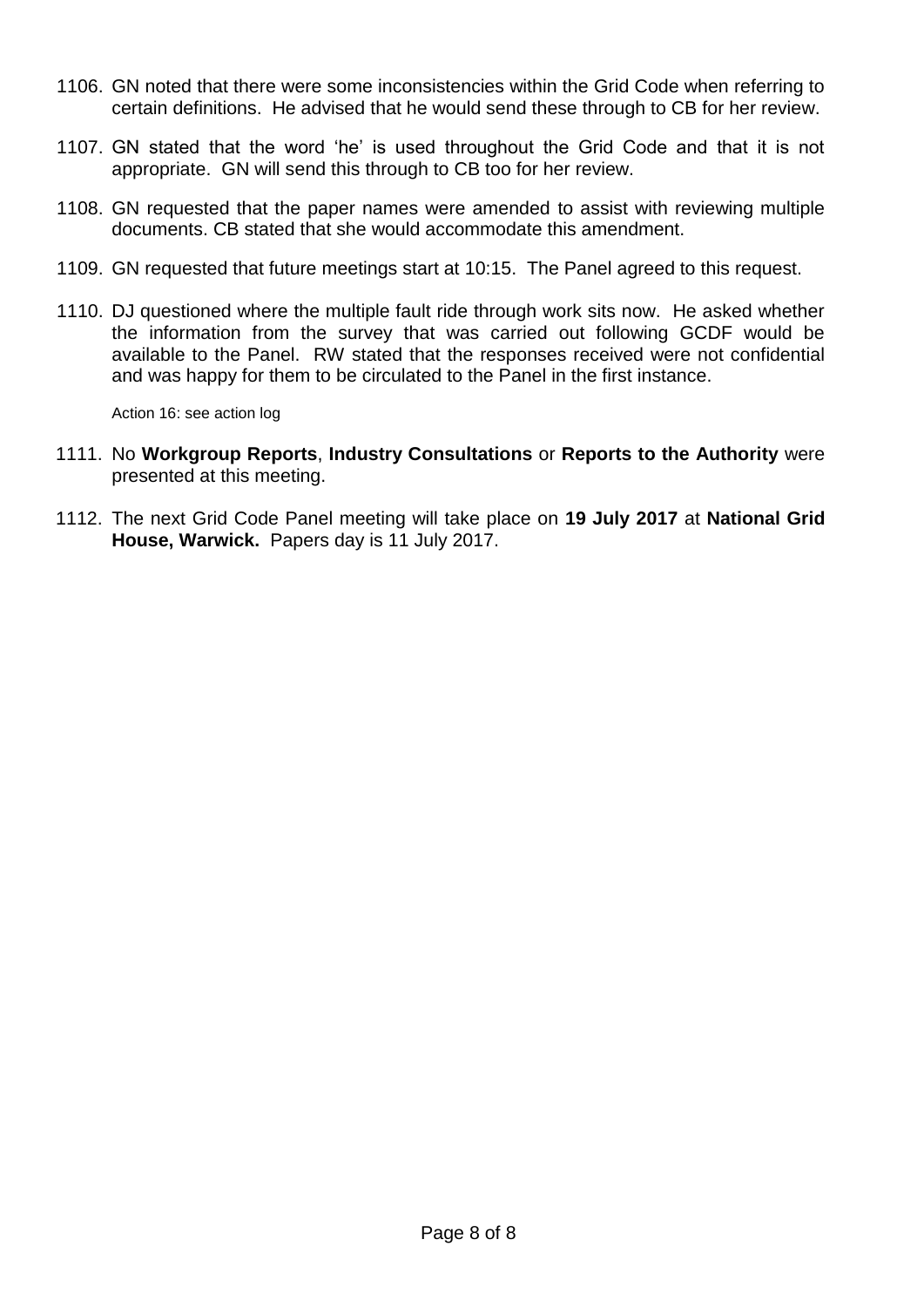1106. GN noted that there were some inconsistencies within the Grid Code when referring to certain definitions. He advised that he would send these through to CB for her review.

1107. GN stated that the word 'he' is used throughout the Grid Code and that it is not appropriate. GN will send this through to CB too for her review.

1108. GN requested that the paper names were amended to assist with reviewing multiple documents. CB stated that she would accommodate this amendment.

1109. GN requested that future meetings start at 10:15. The Panel agreed to this request.

1110. DJ questioned where the multiple fault ride through work sits now. He asked whether the information from the survey that was carried out following GCDF would be available to the Panel. RW stated that the responses received were not confidential and was happy for them to be circulated to the Panel in the first instance.

    Action 16: see action log

1111. No **Workgroup Reports**, **Industry Consultations** or **Reports to the Authority** were presented at this meeting.

1112. The next Grid Code Panel meeting will take place on **19 July 2017** at **National Grid House, Warwick.** Papers day is 11 July 2017.